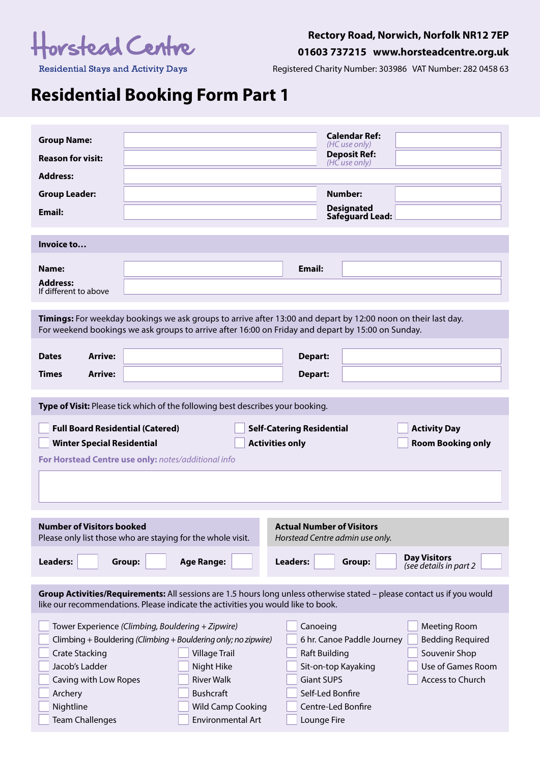Horstead Centre

Residential Stays and Activity Days

**Rectory Road, Norwich, Norfolk NR12 7EP**

**01603 737215 www.horsteadcentre.org.uk**

Registered Charity Number: 303986 VAT Number: 282 0458 63

# Residential Booking Form Part 1

| | | | |
|---|---|---|---|
| **Group Name:** | | **Calendar Ref:** *(HC use only)* | |
| **Reason for visit:** | | **Deposit Ref:** *(HC use only)* | |
| **Address:** | | | |
| **Group Leader:** | | **Number:** | |
| **Email:** | | **Designated Safeguard Lead:** | |

**Invoice to…**

| | | | |
|---|---|---|---|
| **Name:** | | **Email:** | |
| **Address:** If different to above | | | |

**Timings:** For weekday bookings we ask groups to arrive after 13:00 and depart by 12:00 noon on their last day. For weekend bookings we ask groups to arrive after 16:00 on Friday and depart by 15:00 on Sunday.

| | | | | |
|---|---|---|---|---|
| **Dates** | **Arrive:** | | **Depart:** | |
| **Times** | **Arrive:** | | **Depart:** | |

**Type of Visit:** Please tick which of the following best describes your booking.

- ☐ **Full Board Residential (Catered)**
- ☐ **Winter Special Residential**
- ☐ **Self-Catering Residential**
- ☐ **Activities only**
- ☐ **Activity Day**
- ☐ **Room Booking only**

**For Horstead Centre use only:** *notes/additional info*

**Number of Visitors booked**
Please only list those who are staying for the whole visit.

**Leaders:** ☐ **Group:** ☐ **Age Range:** ☐

**Actual Number of Visitors**
*Horstead Centre admin use only.*

**Leaders:** ☐ **Group:** ☐ **Day Visitors** *(see details in part 2* ☐

**Group Activities/Requirements:** All sessions are 1.5 hours long unless otherwise stated – please contact us if you would like our recommendations. Please indicate the activities you would like to book.

- ☐ Tower Experience *(Climbing, Bouldering + Zipwire)*
- ☐ Climbing + Bouldering *(Climbing + Bouldering only; no zipwire)*
- ☐ Crate Stacking
- ☐ Jacob's Ladder
- ☐ Caving with Low Ropes
- ☐ Archery
- ☐ Nightline
- ☐ Team Challenges
- ☐ Village Trail
- ☐ Night Hike
- ☐ River Walk
- ☐ Bushcraft
- ☐ Wild Camp Cooking
- ☐ Environmental Art
- ☐ Canoeing
- ☐ 6 hr. Canoe Paddle Journey
- ☐ Raft Building
- ☐ Sit-on-top Kayaking
- ☐ Giant SUPS
- ☐ Self-Led Bonfire
- ☐ Centre-Led Bonfire
- ☐ Lounge Fire
- ☐ Meeting Room
- ☐ Bedding Required
- ☐ Souvenir Shop
- ☐ Use of Games Room
- ☐ Access to Church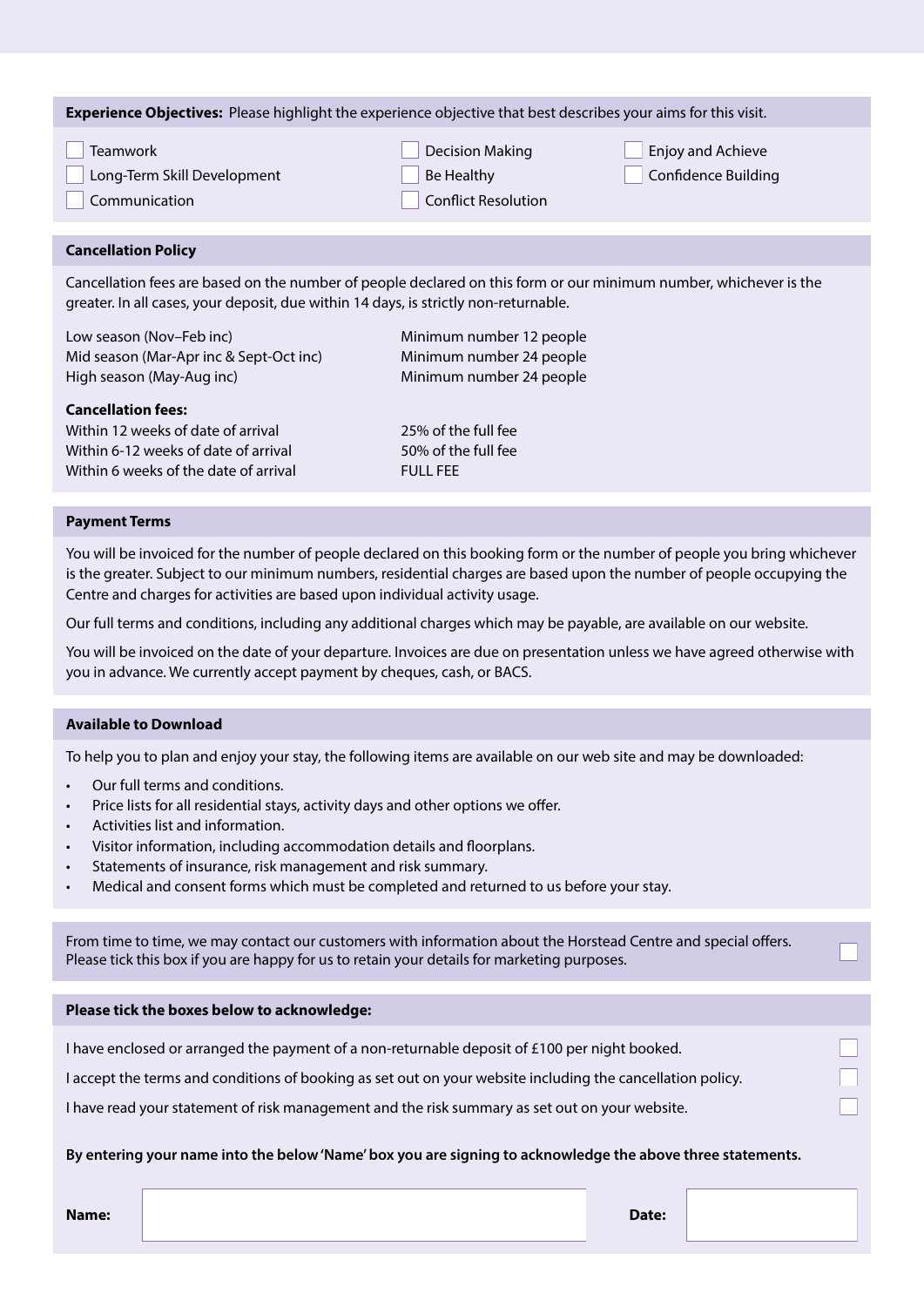**Experience Objectives:** Please highlight the experience objective that best describes your aims for this visit.

- ☐ Teamwork
- ☐ Long-Term Skill Development
- ☐ Communication
- ☐ Decision Making
- ☐ Be Healthy
- ☐ Conflict Resolution
- ☐ Enjoy and Achieve
- ☐ Confidence Building

## Cancellation Policy

Cancellation fees are based on the number of people declared on this form or our minimum number, whichever is the greater. In all cases, your deposit, due within 14 days, is strictly non-returnable.

| | |
|---|---|
| Low season (Nov–Feb inc) | Minimum number 12 people |
| Mid season (Mar-Apr inc & Sept-Oct inc) | Minimum number 24 people |
| High season (May-Aug inc) | Minimum number 24 people |

**Cancellation fees:**

| | |
|---|---|
| Within 12 weeks of date of arrival | 25% of the full fee |
| Within 6-12 weeks of date of arrival | 50% of the full fee |
| Within 6 weeks of the date of arrival | FULL FEE |

## Payment Terms

You will be invoiced for the number of people declared on this booking form or the number of people you bring whichever is the greater. Subject to our minimum numbers, residential charges are based upon the number of people occupying the Centre and charges for activities are based upon individual activity usage.

Our full terms and conditions, including any additional charges which may be payable, are available on our website.

You will be invoiced on the date of your departure. Invoices are due on presentation unless we have agreed otherwise with you in advance. We currently accept payment by cheques, cash, or BACS.

## Available to Download

To help you to plan and enjoy your stay, the following items are available on our web site and may be downloaded:

- Our full terms and conditions.
- Price lists for all residential stays, activity days and other options we offer.
- Activities list and information.
- Visitor information, including accommodation details and floorplans.
- Statements of insurance, risk management and risk summary.
- Medical and consent forms which must be completed and returned to us before your stay.

From time to time, we may contact our customers with information about the Horstead Centre and special offers. Please tick this box if you are happy for us to retain your details for marketing purposes. ☐

## Please tick the boxes below to acknowledge:

- I have enclosed or arranged the payment of a non-returnable deposit of £100 per night booked. ☐
- I accept the terms and conditions of booking as set out on your website including the cancellation policy. ☐
- I have read your statement of risk management and the risk summary as set out on your website. ☐

**By entering your name into the below 'Name' box you are signing to acknowledge the above three statements.**

**Name:** ____________________ **Date:** ____________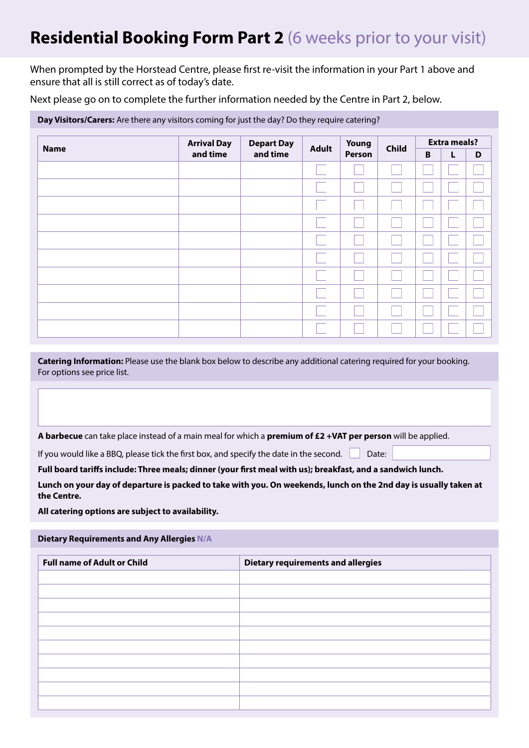# Residential Booking Form Part 2 (6 weeks prior to your visit)

When prompted by the Horstead Centre, please first re-visit the information in your Part 1 above and ensure that all is still correct as of today's date.

Next please go on to complete the further information needed by the Centre in Part 2, below.

**Day Visitors/Carers:** Are there any visitors coming for just the day? Do they require catering?

| Name | Arrival Day and time | Depart Day and time | Adult | Young Person | Child | Extra meals? | | |
|---|---|---|---|---|---|---|---|---|
| | | | | | | B | L | D |
| | | | ☐ | ☐ | ☐ | ☐ | ☐ | ☐ |
| | | | ☐ | ☐ | ☐ | ☐ | ☐ | ☐ |
| | | | ☐ | ☐ | ☐ | ☐ | ☐ | ☐ |
| | | | ☐ | ☐ | ☐ | ☐ | ☐ | ☐ |
| | | | ☐ | ☐ | ☐ | ☐ | ☐ | ☐ |
| | | | ☐ | ☐ | ☐ | ☐ | ☐ | ☐ |
| | | | ☐ | ☐ | ☐ | ☐ | ☐ | ☐ |
| | | | ☐ | ☐ | ☐ | ☐ | ☐ | ☐ |
| | | | ☐ | ☐ | ☐ | ☐ | ☐ | ☐ |
| | | | ☐ | ☐ | ☐ | ☐ | ☐ | ☐ |

**Catering Information:** Please use the blank box below to describe any additional catering required for your booking. For options see price list.

**A barbecue** can take place instead of a main meal for which a **premium of £2 +VAT per person** will be applied.

If you would like a BBQ, please tick the first box, and specify the date in the second. ☐ Date:

**Full board tariffs include: Three meals; dinner (your first meal with us); breakfast, and a sandwich lunch.**

**Lunch on your day of departure is packed to take with you. On weekends, lunch on the 2nd day is usually taken at the Centre.**

**All catering options are subject to availability.**

**Dietary Requirements and Any Allergies** N/A

| Full name of Adult or Child | Dietary requirements and allergies |
|---|---|
| | |
| | |
| | |
| | |
| | |
| | |
| | |
| | |
| | |
| | |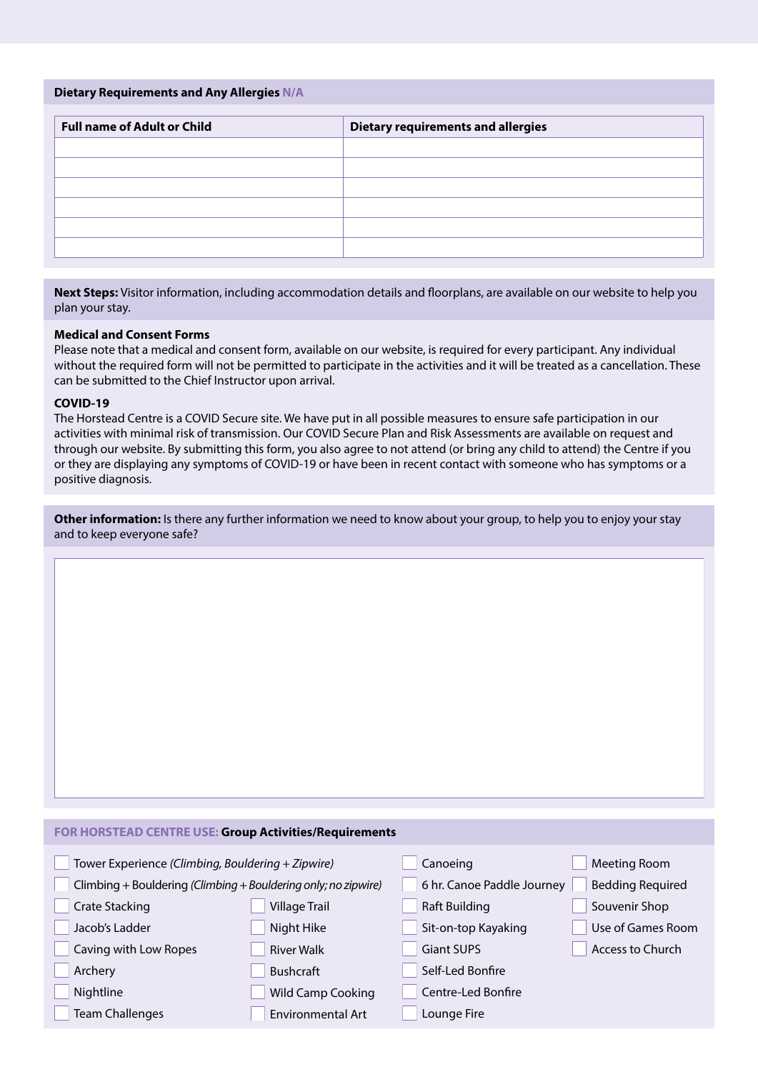**Dietary Requirements and Any Allergies** N/A

| Full name of Adult or Child | Dietary requirements and allergies |
|---|---|
| | |
| | |
| | |
| | |
| | |
| | |

**Next Steps:** Visitor information, including accommodation details and floorplans, are available on our website to help you plan your stay.

**Medical and Consent Forms**

Please note that a medical and consent form, available on our website, is required for every participant. Any individual without the required form will not be permitted to participate in the activities and it will be treated as a cancellation. These can be submitted to the Chief Instructor upon arrival.

**COVID-19**

The Horstead Centre is a COVID Secure site. We have put in all possible measures to ensure safe participation in our activities with minimal risk of transmission. Our COVID Secure Plan and Risk Assessments are available on request and through our website. By submitting this form, you also agree to not attend (or bring any child to attend) the Centre if you or they are displaying any symptoms of COVID-19 or have been in recent contact with someone who has symptoms or a positive diagnosis.

**Other information:** Is there any further information we need to know about your group, to help you to enjoy your stay and to keep everyone safe?

FOR HORSTEAD CENTRE USE: **Group Activities/Requirements**

- ☐ Tower Experience *(Climbing, Bouldering + Zipwire)*
- ☐ Climbing + Bouldering *(Climbing + Bouldering only; no zipwire)*
- ☐ Crate Stacking
- ☐ Jacob's Ladder
- ☐ Caving with Low Ropes
- ☐ Archery
- ☐ Nightline
- ☐ Team Challenges
- ☐ Village Trail
- ☐ Night Hike
- ☐ River Walk
- ☐ Bushcraft
- ☐ Wild Camp Cooking
- ☐ Environmental Art
- ☐ Canoeing
- ☐ 6 hr. Canoe Paddle Journey
- ☐ Raft Building
- ☐ Sit-on-top Kayaking
- ☐ Giant SUPS
- ☐ Self-Led Bonfire
- ☐ Centre-Led Bonfire
- ☐ Lounge Fire
- ☐ Meeting Room
- ☐ Bedding Required
- ☐ Souvenir Shop
- ☐ Use of Games Room
- ☐ Access to Church